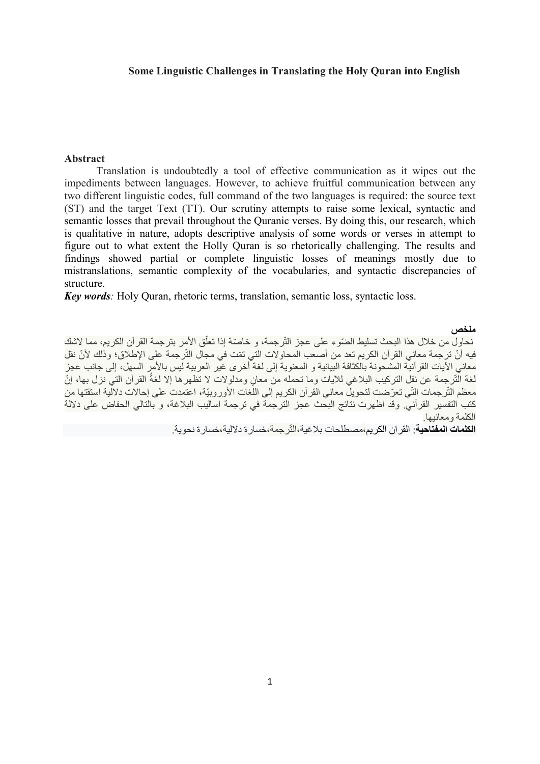# Some Linguistic Challenges in Translating the Holy Quran into English

## Abstract

Translation is undoubtedly a tool of effective communication as it wipes out the impediments between languages. However, to achieve fruitful communication between any two different linguistic codes, full command of the two languages is required: the source text (ST) and the target Text (TT). Our scrutiny attempts to raise some lexical, syntactic and semantic losses that prevail throughout the Quranic verses. By doing this, our research, which is qualitative in nature, adopts descriptive analysis of some words or verses in attempt to figure out to what extent the Holly Quran is so rhetorically challenging. The results and findings showed partial or complete linguistic losses of meanings mostly due to mistranslations, semantic complexity of the vocabularies, and syntactic discrepancies of structure.

***Key words**:* Holy Quran, rhetoric terms, translation, semantic loss, syntactic loss.

## ملخص

نحاول من خلال هذا البحث تسليط الضّوء على عجز التّرجمة، و خاصّة إذا تعلّق الأمر بترجمة القرآن الكريم، مما لاشك فيه أنّ ترجمة معاني القرآن الكريم تعد من أصعب المحاولات التي تمّت في مجال التّرجمة على الإطلاق؛ وذلك لأنّ نقل معاني الآيات القرآنية المشحونة بالكثافة البيانية و المعنوية إلى لغة أخرى غير العربية ليس بالأمر السهل، إلى جانب عجز لغة التّرجمة عن نقل التركيب البلاغي للآيات وما تحمله من معانٍ ومدلولات لا تظهرها إلا لغةُ القرآن التي نزل بها، إنّ معظم التّرجمات التّي تعرّضت لتحويل معاني القرآن الكريم إلى اللّغات الأوروبيّة، اعتمدت على إحالات دلالية استقتها من كتب التفسير القرآني. وقد اظهرت نتائج البحث عجز الترجمة في ترجمة اساليب البلاغة، و بالتالي الحفاض على دلالة الكلمة ومعانيها.

**الكلمات المفتاحية**: القران الكريم،مصطلحات بلاغية،التّرجمة،خسارة دلالية،خسارة نحوية.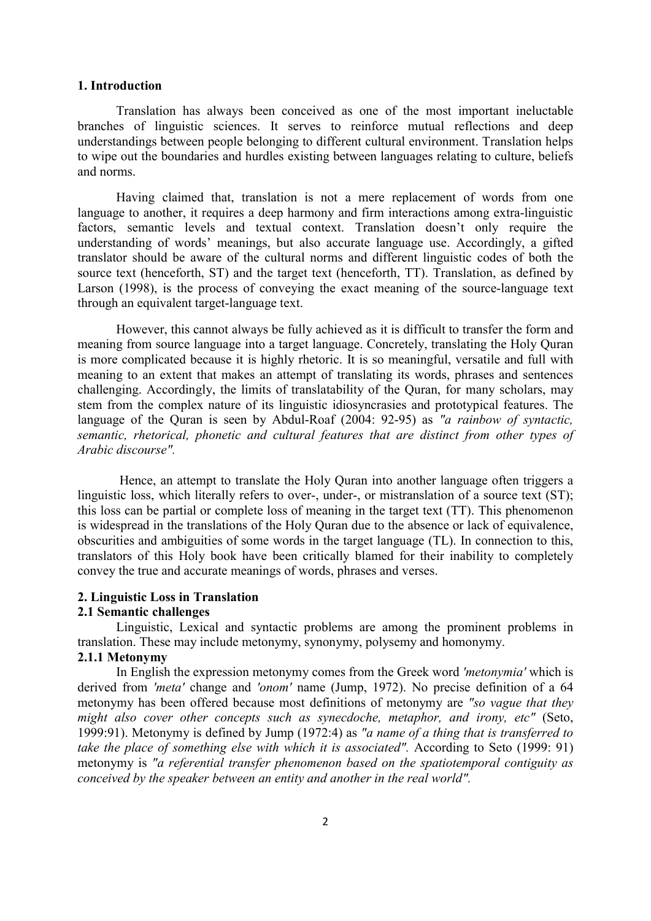## 1. Introduction

Translation has always been conceived as one of the most important ineluctable branches of linguistic sciences. It serves to reinforce mutual reflections and deep understandings between people belonging to different cultural environment. Translation helps to wipe out the boundaries and hurdles existing between languages relating to culture, beliefs and norms.

Having claimed that, translation is not a mere replacement of words from one language to another, it requires a deep harmony and firm interactions among extra-linguistic factors, semantic levels and textual context. Translation doesn't only require the understanding of words' meanings, but also accurate language use. Accordingly, a gifted translator should be aware of the cultural norms and different linguistic codes of both the source text (henceforth, ST) and the target text (henceforth, TT). Translation, as defined by Larson (1998), is the process of conveying the exact meaning of the source-language text through an equivalent target-language text.

However, this cannot always be fully achieved as it is difficult to transfer the form and meaning from source language into a target language. Concretely, translating the Holy Quran is more complicated because it is highly rhetoric. It is so meaningful, versatile and full with meaning to an extent that makes an attempt of translating its words, phrases and sentences challenging. Accordingly, the limits of translatability of the Quran, for many scholars, may stem from the complex nature of its linguistic idiosyncrasies and prototypical features. The language of the Quran is seen by Abdul-Roaf (2004: 92-95) as *"a rainbow of syntactic, semantic, rhetorical, phonetic and cultural features that are distinct from other types of Arabic discourse".*

Hence, an attempt to translate the Holy Quran into another language often triggers a linguistic loss, which literally refers to over-, under-, or mistranslation of a source text (ST); this loss can be partial or complete loss of meaning in the target text (TT). This phenomenon is widespread in the translations of the Holy Quran due to the absence or lack of equivalence, obscurities and ambiguities of some words in the target language (TL). In connection to this, translators of this Holy book have been critically blamed for their inability to completely convey the true and accurate meanings of words, phrases and verses.

## 2. Linguistic Loss in Translation

### 2.1 Semantic challenges

Linguistic, Lexical and syntactic problems are among the prominent problems in translation. These may include metonymy, synonymy, polysemy and homonymy.

#### 2.1.1 Metonymy

In English the expression metonymy comes from the Greek word *'metonymia'* which is derived from *'meta'* change and *'onom'* name (Jump, 1972). No precise definition of a 64 metonymy has been offered because most definitions of metonymy are *"so vague that they might also cover other concepts such as synecdoche, metaphor, and irony, etc"* (Seto, 1999:91). Metonymy is defined by Jump (1972:4) as *"a name of a thing that is transferred to take the place of something else with which it is associated".* According to Seto (1999: 91) metonymy is *"a referential transfer phenomenon based on the spatiotemporal contiguity as conceived by the speaker between an entity and another in the real world".*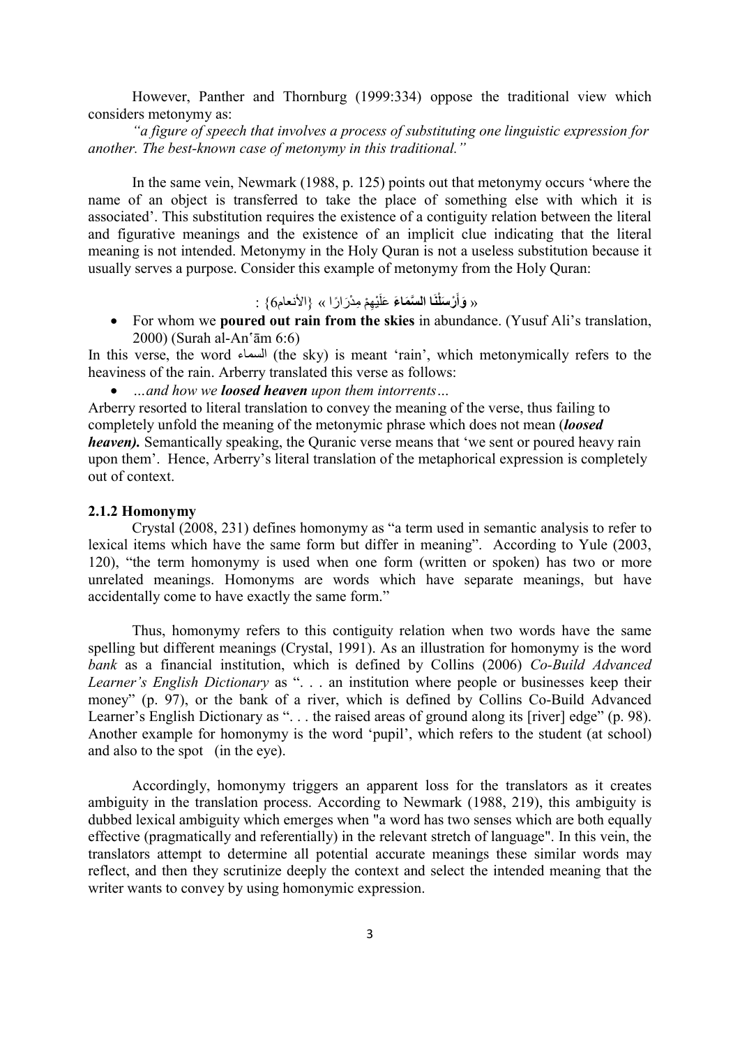However, Panther and Thornburg (1999:334) oppose the traditional view which considers metonymy as:

*"a figure of speech that involves a process of substituting one linguistic expression for another. The best-known case of metonymy in this traditional."*

In the same vein, Newmark (1988, p. 125) points out that metonymy occurs 'where the name of an object is transferred to take the place of something else with which it is associated'. This substitution requires the existence of a contiguity relation between the literal and figurative meanings and the existence of an implicit clue indicating that the literal meaning is not intended. Metonymy in the Holy Quran is not a useless substitution because it usually serves a purpose. Consider this example of metonymy from the Holy Quran:

« **وَأَرْسَلْنَا السَّمَاءَ** عَلَيْهِمْ مِدْرَارًا » {الأنعام6} :

- For whom we **poured out rain from the skies** in abundance. (Yusuf Ali's translation, 2000) (Surah al-Anʿām 6:6)

In this verse, the word السماء (the sky) is meant 'rain', which metonymically refers to the heaviness of the rain. Arberry translated this verse as follows:

- *…and how we **loosed heaven** upon them intorrents…*

Arberry resorted to literal translation to convey the meaning of the verse, thus failing to completely unfold the meaning of the metonymic phrase which does not mean (***loosed heaven***). Semantically speaking, the Quranic verse means that 'we sent or poured heavy rain upon them'. Hence, Arberry's literal translation of the metaphorical expression is completely out of context.

### 2.1.2 Homonymy

Crystal (2008, 231) defines homonymy as "a term used in semantic analysis to refer to lexical items which have the same form but differ in meaning". According to Yule (2003, 120), "the term homonymy is used when one form (written or spoken) has two or more unrelated meanings. Homonyms are words which have separate meanings, but have accidentally come to have exactly the same form."

Thus, homonymy refers to this contiguity relation when two words have the same spelling but different meanings (Crystal, 1991). As an illustration for homonymy is the word *bank* as a financial institution, which is defined by Collins (2006) *Co-Build Advanced Learner's English Dictionary* as ". . . an institution where people or businesses keep their money" (p. 97), or the bank of a river, which is defined by Collins Co-Build Advanced Learner's English Dictionary as ". . . the raised areas of ground along its [river] edge" (p. 98). Another example for homonymy is the word 'pupil', which refers to the student (at school) and also to the spot (in the eye).

Accordingly, homonymy triggers an apparent loss for the translators as it creates ambiguity in the translation process. According to Newmark (1988, 219), this ambiguity is dubbed lexical ambiguity which emerges when "a word has two senses which are both equally effective (pragmatically and referentially) in the relevant stretch of language". In this vein, the translators attempt to determine all potential accurate meanings these similar words may reflect, and then they scrutinize deeply the context and select the intended meaning that the writer wants to convey by using homonymic expression.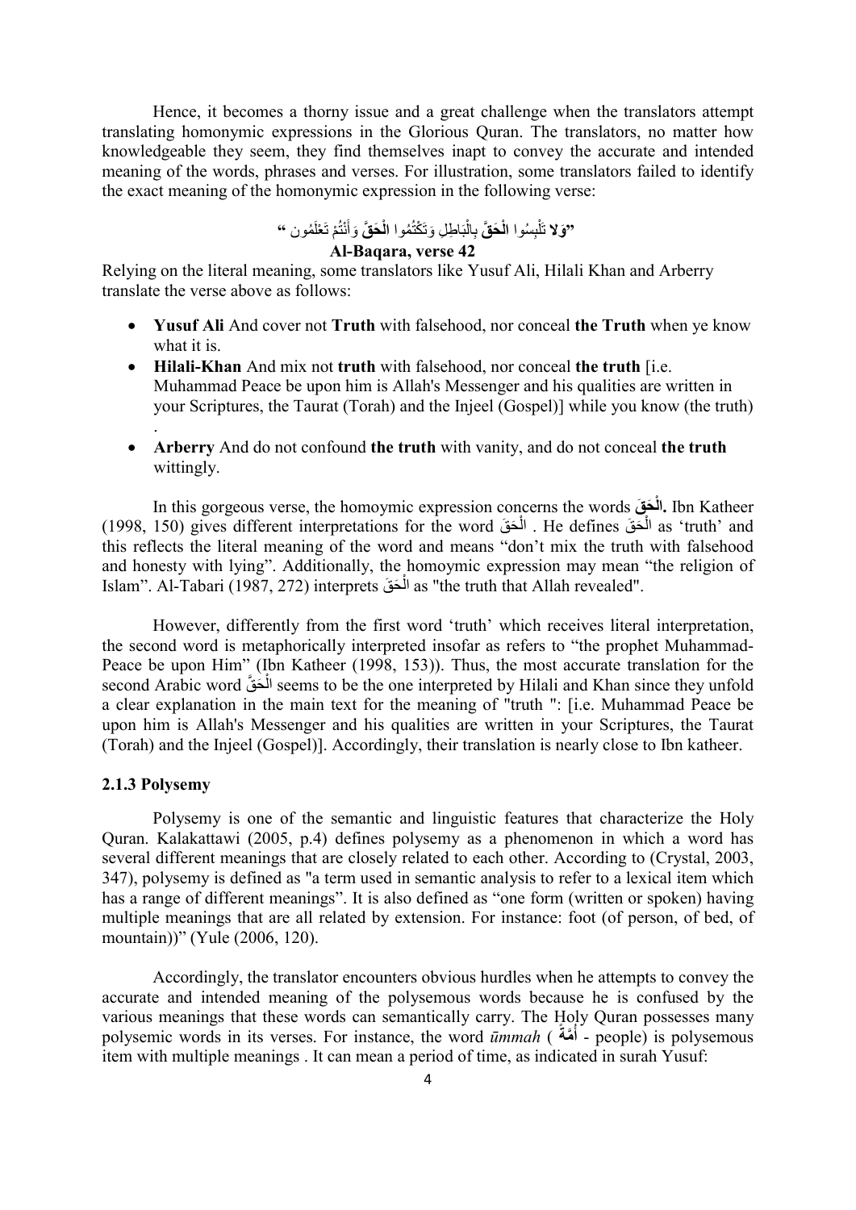Hence, it becomes a thorny issue and a great challenge when the translators attempt translating homonymic expressions in the Glorious Quran. The translators, no matter how knowledgeable they seem, they find themselves inapt to convey the accurate and intended meaning of the words, phrases and verses. For illustration, some translators failed to identify the exact meaning of the homonymic expression in the following verse:

"**وَلَا** تَلْبِسُوا **الْحَقَّ** بِالْبَاطِلِ وَتَكْتُمُوا **الْحَقَّ** وَأَنْتُمْ تَعْلَمُون "

**Al-Baqara, verse 42**

Relying on the literal meaning, some translators like Yusuf Ali, Hilali Khan and Arberry translate the verse above as follows:

- **Yusuf Ali** And cover not **Truth** with falsehood, nor conceal **the Truth** when ye know what it is.
- **Hilali-Khan** And mix not **truth** with falsehood, nor conceal **the truth** [i.e. Muhammad Peace be upon him is Allah's Messenger and his qualities are written in your Scriptures, the Taurat (Torah) and the Injeel (Gospel)] while you know (the truth) .
- **Arberry** And do not confound **the truth** with vanity, and do not conceal **the truth** wittingly.

In this gorgeous verse, the homoymic expression concerns the words **الْحَقَ.** Ibn Katheer (1998, 150) gives different interpretations for the word الْحَقَ . He defines الْحَقَ as 'truth' and this reflects the literal meaning of the word and means "don't mix the truth with falsehood and honesty with lying". Additionally, the homoymic expression may mean "the religion of Islam". Al-Tabari (1987, 272) interprets الْحَقَ as "the truth that Allah revealed".

However, differently from the first word 'truth' which receives literal interpretation, the second word is metaphorically interpreted insofar as refers to "the prophet Muhammad- Peace be upon Him" (Ibn Katheer (1998, 153)). Thus, the most accurate translation for the second Arabic word الْحَقَّ seems to be the one interpreted by Hilali and Khan since they unfold a clear explanation in the main text for the meaning of "truth ": [i.e. Muhammad Peace be upon him is Allah's Messenger and his qualities are written in your Scriptures, the Taurat (Torah) and the Injeel (Gospel)]. Accordingly, their translation is nearly close to Ibn katheer.

### 2.1.3 Polysemy

Polysemy is one of the semantic and linguistic features that characterize the Holy Quran. Kalakattawi (2005, p.4) defines polysemy as a phenomenon in which a word has several different meanings that are closely related to each other. According to (Crystal, 2003, 347), polysemy is defined as "a term used in semantic analysis to refer to a lexical item which has a range of different meanings". It is also defined as "one form (written or spoken) having multiple meanings that are all related by extension. For instance: foot (of person, of bed, of mountain))" (Yule (2006, 120).

Accordingly, the translator encounters obvious hurdles when he attempts to convey the accurate and intended meaning of the polysemous words because he is confused by the various meanings that these words can semantically carry. The Holy Quran possesses many polysemic words in its verses. For instance, the word *ūmmah* ( **أُمَّةً** - people) is polysemous item with multiple meanings . It can mean a period of time, as indicated in surah Yusuf: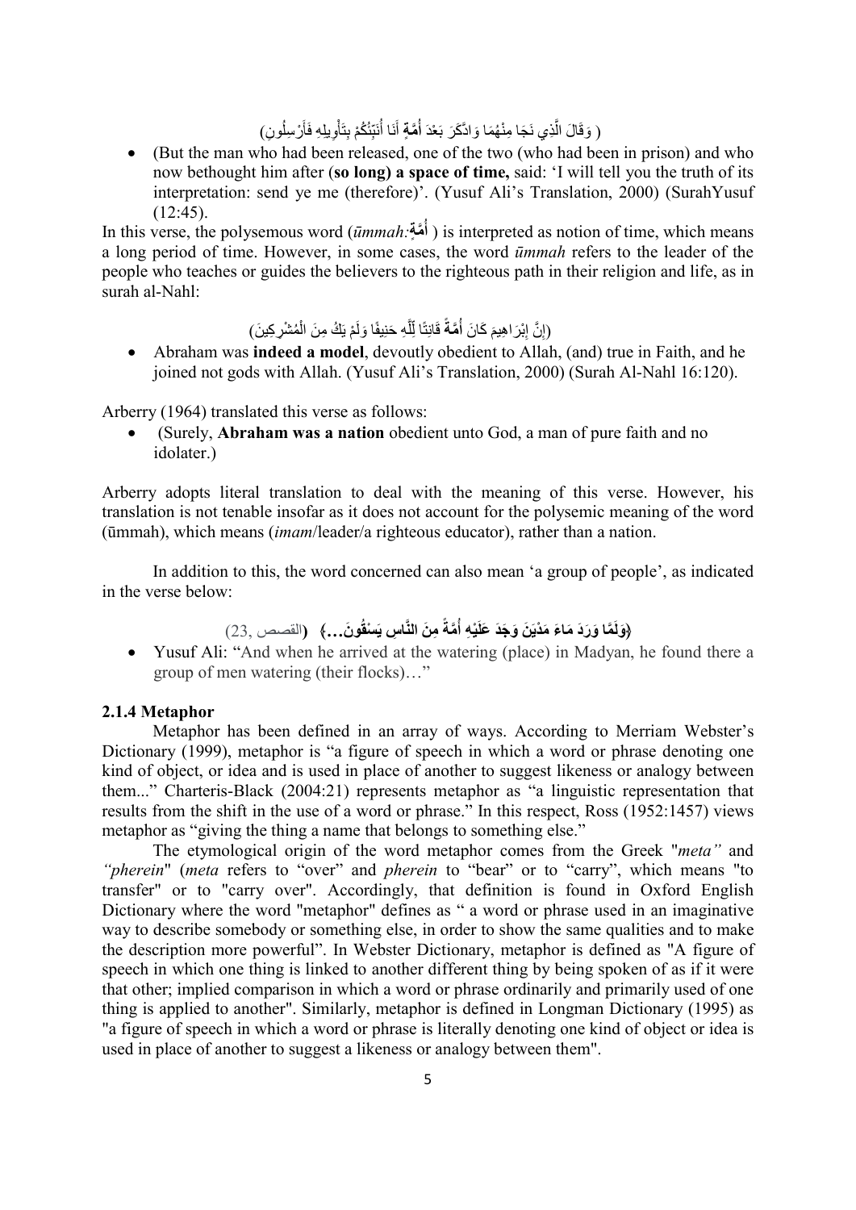( وَقَالَ الَّذِي نَجَا مِنْهُمَا وَادَّكَرَ بَعْدَ **أُمَّةٍ** أَنَا أُنَبِّئُكُمْ بِتَأْوِيلِهِ فَأَرْسِلُونِ)

- (But the man who had been released, one of the two (who had been in prison) and who now bethought him after (**so long) a space of time,** said: 'I will tell you the truth of its interpretation: send ye me (therefore)'. (Yusuf Ali's Translation, 2000) (SurahYusuf (12:45).

In this verse, the polysemous word (*ūmmah*:**أُمَّةٍ**) is interpreted as notion of time, which means a long period of time. However, in some cases, the word *ūmmah* refers to the leader of the people who teaches or guides the believers to the righteous path in their religion and life, as in surah al-Nahl:

(إِنَّ إِبْرَاهِيمَ كَانَ **أُمَّةً** قَانِتًا لِلَّهِ حَنِيفًا وَلَمْ يَكُ مِنَ الْمُشْرِكِينَ)

- Abraham was **indeed a model**, devoutly obedient to Allah, (and) true in Faith, and he joined not gods with Allah. (Yusuf Ali's Translation, 2000) (Surah Al-Nahl 16:120).

Arberry (1964) translated this verse as follows:

- (Surely, **Abraham was a nation** obedient unto God, a man of pure faith and no idolater.)

Arberry adopts literal translation to deal with the meaning of this verse. However, his translation is not tenable insofar as it does not account for the polysemic meaning of the word (ūmmah), which means (*imam*/leader/a righteous educator), rather than a nation.

In addition to this, the word concerned can also mean 'a group of people', as indicated in the verse below:

**﴿وَلَمَّا وَرَدَ مَاءَ مَدْيَنَ وَجَدَ عَلَيْهِ أُمَّةً مِنَ النَّاسِ يَسْقُونَ...﴾** (القصص ,23)

- Yusuf Ali: "And when he arrived at the watering (place) in Madyan, he found there a group of men watering (their flocks)…"

### 2.1.4 Metaphor

Metaphor has been defined in an array of ways. According to Merriam Webster's Dictionary (1999), metaphor is "a figure of speech in which a word or phrase denoting one kind of object, or idea and is used in place of another to suggest likeness or analogy between them..." Charteris-Black (2004:21) represents metaphor as "a linguistic representation that results from the shift in the use of a word or phrase." In this respect, Ross (1952:1457) views metaphor as "giving the thing a name that belongs to something else."

The etymological origin of the word metaphor comes from the Greek "*meta"* and *"pherein*" (*meta* refers to "over" and *pherein* to "bear" or to "carry", which means "to transfer" or to "carry over". Accordingly, that definition is found in Oxford English Dictionary where the word "metaphor" defines as " a word or phrase used in an imaginative way to describe somebody or something else, in order to show the same qualities and to make the description more powerful". In Webster Dictionary, metaphor is defined as "A figure of speech in which one thing is linked to another different thing by being spoken of as if it were that other; implied comparison in which a word or phrase ordinarily and primarily used of one thing is applied to another". Similarly, metaphor is defined in Longman Dictionary (1995) as "a figure of speech in which a word or phrase is literally denoting one kind of object or idea is used in place of another to suggest a likeness or analogy between them".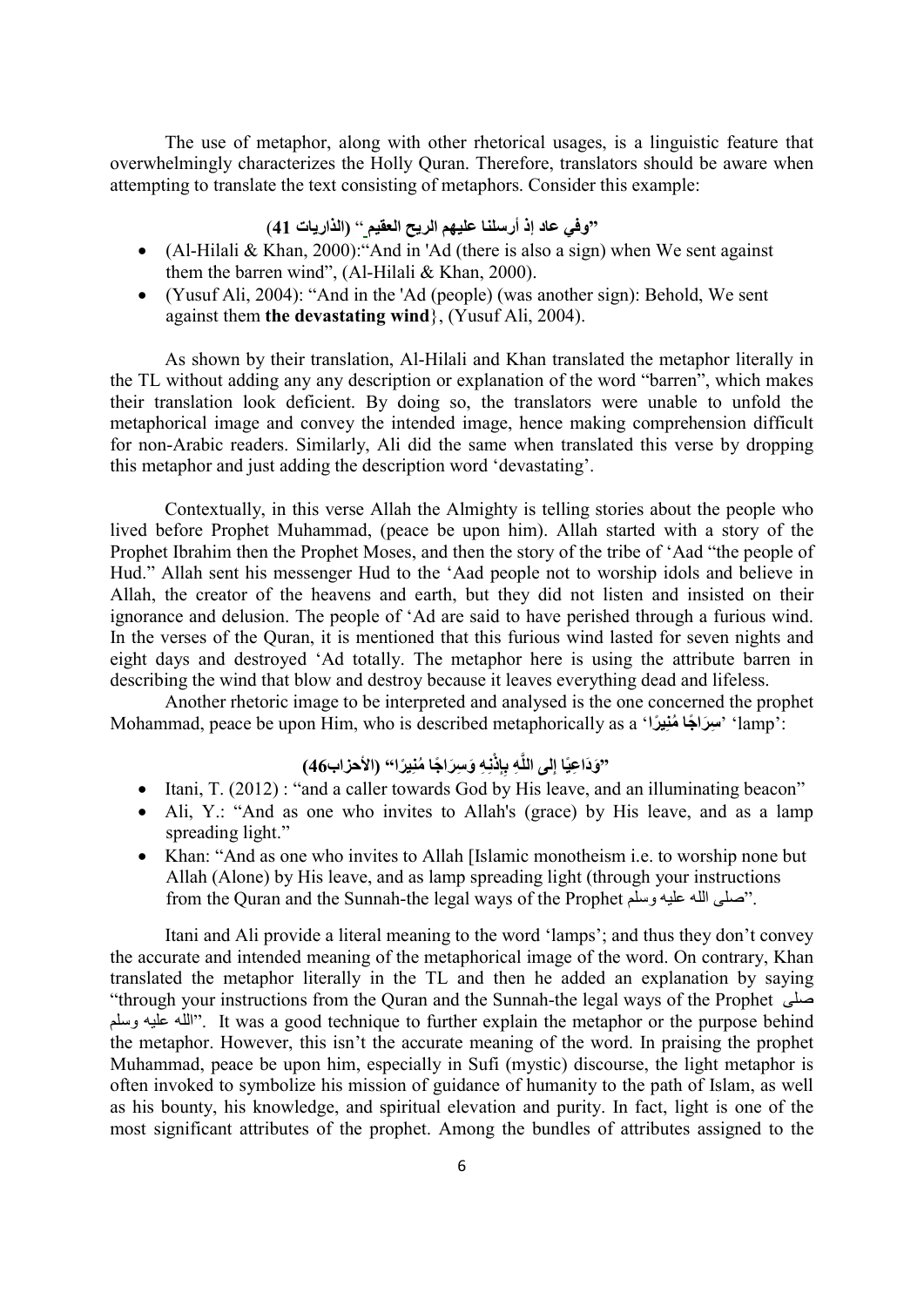The use of metaphor, along with other rhetorical usages, is a linguistic feature that overwhelmingly characterizes the Holly Quran. Therefore, translators should be aware when attempting to translate the text consisting of metaphors. Consider this example:

**"وفي عاد إذ أرسلنا عليهم الريح العقيم" (الذاريات 41)**

- (Al-Hilali & Khan, 2000):"And in 'Ad (there is also a sign) when We sent against them the barren wind", (Al-Hilali & Khan, 2000).
- (Yusuf Ali, 2004): "And in the 'Ad (people) (was another sign): Behold, We sent against them **the devastating wind**}, (Yusuf Ali, 2004).

As shown by their translation, Al-Hilali and Khan translated the metaphor literally in the TL without adding any any description or explanation of the word "barren", which makes their translation look deficient. By doing so, the translators were unable to unfold the metaphorical image and convey the intended image, hence making comprehension difficult for non-Arabic readers. Similarly, Ali did the same when translated this verse by dropping this metaphor and just adding the description word 'devastating'.

Contextually, in this verse Allah the Almighty is telling stories about the people who lived before Prophet Muhammad, (peace be upon him). Allah started with a story of the Prophet Ibrahim then the Prophet Moses, and then the story of the tribe of 'Aad "the people of Hud." Allah sent his messenger Hud to the 'Aad people not to worship idols and believe in Allah, the creator of the heavens and earth, but they did not listen and insisted on their ignorance and delusion. The people of 'Ad are said to have perished through a furious wind. In the verses of the Quran, it is mentioned that this furious wind lasted for seven nights and eight days and destroyed 'Ad totally. The metaphor here is using the attribute barren in describing the wind that blow and destroy because it leaves everything dead and lifeless.

Another rhetoric image to be interpreted and analysed is the one concerned the prophet Mohammad, peace be upon Him, who is described metaphorically as a '**سِرَاجًا مُنِيرًا**' 'lamp':

**"وَدَاعِيًا إلى اللَّهِ بِإِذْنِهِ وَسِرَاجًا مُنِيرًا" (الأحزاب46)**

- Itani, T. (2012) : "and a caller towards God by His leave, and an illuminating beacon"
- Ali, Y.: "And as one who invites to Allah's (grace) by His leave, and as a lamp spreading light."
- Khan: "And as one who invites to Allah [Islamic monotheism i.e. to worship none but Allah (Alone) by His leave, and as lamp spreading light (through your instructions from the Quran and the Sunnah-the legal ways of the Prophet صلى الله عليه وسلم".

Itani and Ali provide a literal meaning to the word 'lamps'; and thus they don't convey the accurate and intended meaning of the metaphorical image of the word. On contrary, Khan translated the metaphor literally in the TL and then he added an explanation by saying "through your instructions from the Quran and the Sunnah-the legal ways of the Prophet صلى الله عليه وسلم". It was a good technique to further explain the metaphor or the purpose behind the metaphor. However, this isn't the accurate meaning of the word. In praising the prophet Muhammad, peace be upon him, especially in Sufi (mystic) discourse, the light metaphor is often invoked to symbolize his mission of guidance of humanity to the path of Islam, as well as his bounty, his knowledge, and spiritual elevation and purity. In fact, light is one of the most significant attributes of the prophet. Among the bundles of attributes assigned to the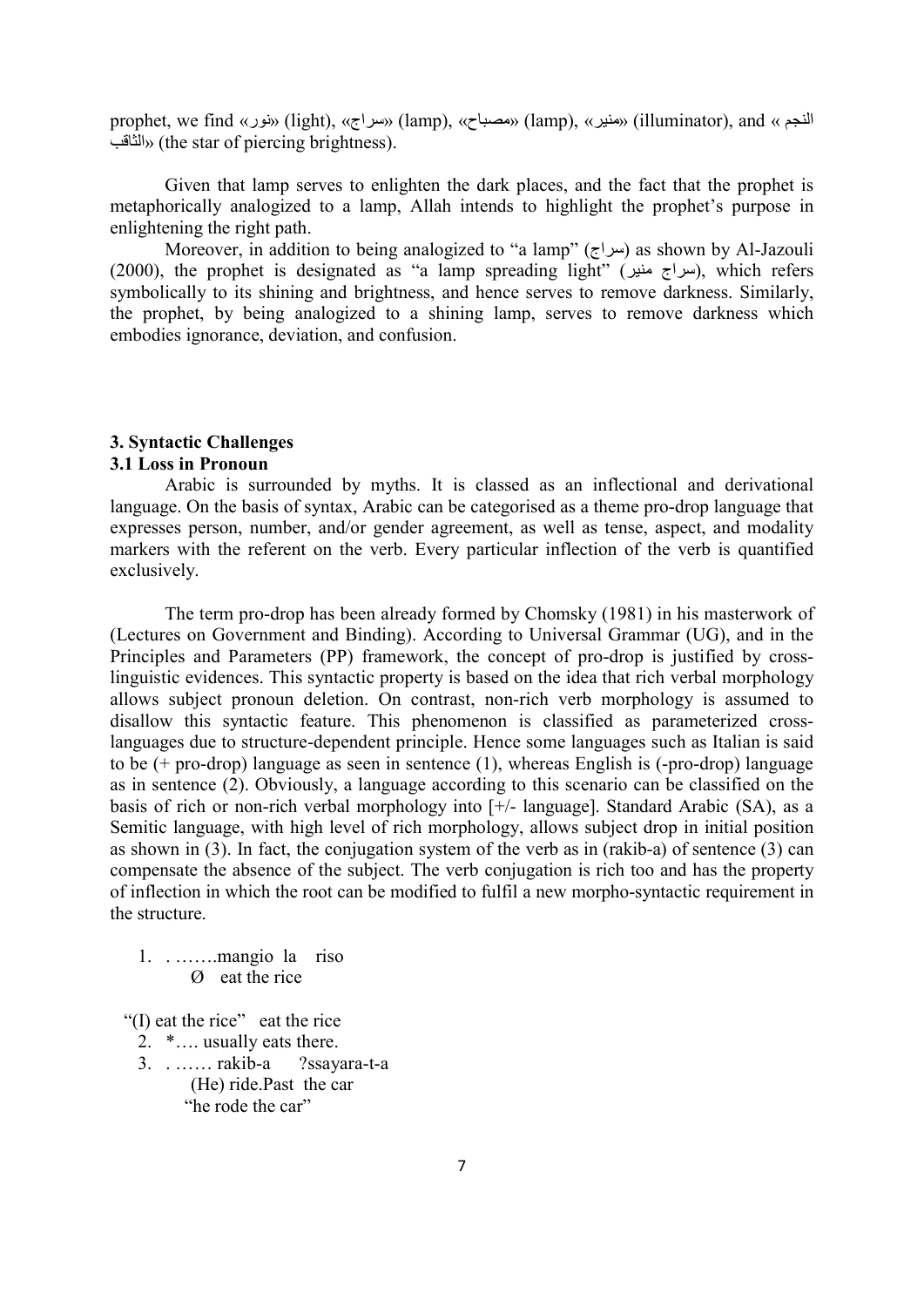prophet, we find «نور» (light), «سراج» (lamp), «مصباح» (lamp), «منير» (illuminator), and « النجم الثاقب» (the star of piercing brightness).

Given that lamp serves to enlighten the dark places, and the fact that the prophet is metaphorically analogized to a lamp, Allah intends to highlight the prophet's purpose in enlightening the right path.

Moreover, in addition to being analogized to "a lamp" (سراج) as shown by Al-Jazouli (2000), the prophet is designated as "a lamp spreading light" (سراج منير), which refers symbolically to its shining and brightness, and hence serves to remove darkness. Similarly, the prophet, by being analogized to a shining lamp, serves to remove darkness which embodies ignorance, deviation, and confusion.

## 3. Syntactic Challenges

### 3.1 Loss in Pronoun

Arabic is surrounded by myths. It is classed as an inflectional and derivational language. On the basis of syntax, Arabic can be categorised as a theme pro-drop language that expresses person, number, and/or gender agreement, as well as tense, aspect, and modality markers with the referent on the verb. Every particular inflection of the verb is quantified exclusively.

The term pro-drop has been already formed by Chomsky (1981) in his masterwork of (Lectures on Government and Binding). According to Universal Grammar (UG), and in the Principles and Parameters (PP) framework, the concept of pro-drop is justified by cross-linguistic evidences. This syntactic property is based on the idea that rich verbal morphology allows subject pronoun deletion. On contrast, non-rich verb morphology is assumed to disallow this syntactic feature. This phenomenon is classified as parameterized cross-languages due to structure-dependent principle. Hence some languages such as Italian is said to be (+ pro-drop) language as seen in sentence (1), whereas English is (-pro-drop) language as in sentence (2). Obviously, a language according to this scenario can be classified on the basis of rich or non-rich verbal morphology into [+/- language]. Standard Arabic (SA), as a Semitic language, with high level of rich morphology, allows subject drop in initial position as shown in (3). In fact, the conjugation system of the verb as in (rakib-a) of sentence (3) can compensate the absence of the subject. The verb conjugation is rich too and has the property of inflection in which the root can be modified to fulfil a new morpho-syntactic requirement in the structure.

1. . …….mangio la riso
   Ø eat the rice

"(I) eat the rice" eat the rice

2. *…. usually eats there.
3. . …… rakib-a ?ssayara-t-a
   (He) ride.Past the car
   "he rode the car"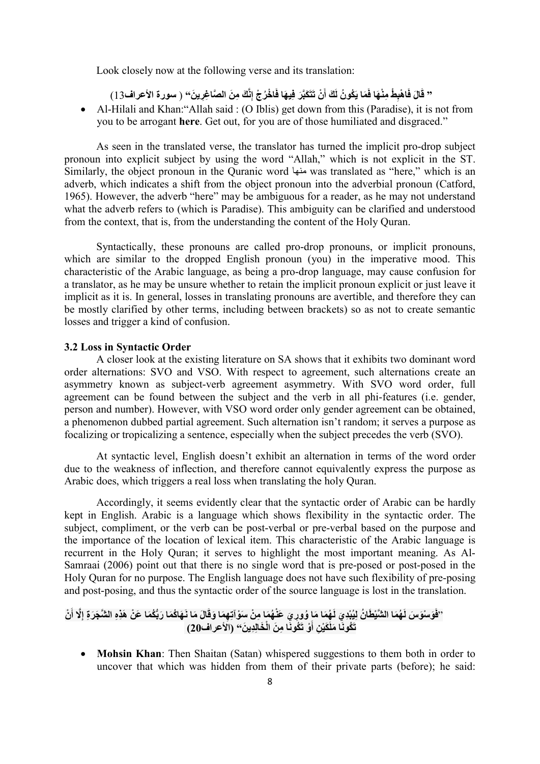Look closely now at the following verse and its translation:

" قَالَ فَاهْبِطْ مِنْهَا فَمَا يَكُونُ لَكَ أَنْ تَتَكَبَّرَ فِيهَا فَاخْرُجْ إِنَّكَ مِنَ الصَّاغِرِينَ" ( سورة الأعراف13)

- Al-Hilali and Khan:"Allah said : (O Iblis) get down from this (Paradise), it is not from you to be arrogant **here**. Get out, for you are of those humiliated and disgraced."

As seen in the translated verse, the translator has turned the implicit pro-drop subject pronoun into explicit subject by using the word "Allah," which is not explicit in the ST. Similarly, the object pronoun in the Quranic word منها was translated as "here," which is an adverb, which indicates a shift from the object pronoun into the adverbial pronoun (Catford, 1965). However, the adverb "here" may be ambiguous for a reader, as he may not understand what the adverb refers to (which is Paradise). This ambiguity can be clarified and understood from the context, that is, from the understanding the content of the Holy Quran.

Syntactically, these pronouns are called pro-drop pronouns, or implicit pronouns, which are similar to the dropped English pronoun (you) in the imperative mood. This characteristic of the Arabic language, as being a pro-drop language, may cause confusion for a translator, as he may be unsure whether to retain the implicit pronoun explicit or just leave it implicit as it is. In general, losses in translating pronouns are avertible, and therefore they can be mostly clarified by other terms, including between brackets) so as not to create semantic losses and trigger a kind of confusion.

### 3.2 Loss in Syntactic Order

A closer look at the existing literature on SA shows that it exhibits two dominant word order alternations: SVO and VSO. With respect to agreement, such alternations create an asymmetry known as subject-verb agreement asymmetry. With SVO word order, full agreement can be found between the subject and the verb in all phi-features (i.e. gender, person and number). However, with VSO word order only gender agreement can be obtained, a phenomenon dubbed partial agreement. Such alternation isn't random; it serves a purpose as focalizing or tropicalizing a sentence, especially when the subject precedes the verb (SVO).

At syntactic level, English doesn't exhibit an alternation in terms of the word order due to the weakness of inflection, and therefore cannot equivalently express the purpose as Arabic does, which triggers a real loss when translating the holy Quran.

Accordingly, it seems evidently clear that the syntactic order of Arabic can be hardly kept in English. Arabic is a language which shows flexibility in the syntactic order. The subject, compliment, or the verb can be post-verbal or pre-verbal based on the purpose and the importance of the location of lexical item. This characteristic of the Arabic language is recurrent in the Holy Quran; it serves to highlight the most important meaning. As Al-Samraai (2006) point out that there is no single word that is pre-posed or post-posed in the Holy Quran for no purpose. The English language does not have such flexibility of pre-posing and post-posing, and thus the syntactic order of the source language is lost in the translation.

**"فَوَسْوَسَ لَهُمَا الشَّيْطَانُ لِيُبْدِيَ لَهُمَا مَا وُورِيَ عَنْهُمَا مِنْ سَوْآتِهِمَا وَقَالَ مَا نَهَاكُمَا رَبُّكُمَا عَنْ هَذِهِ الشَّجَرَةِ إِلَّا أَنْ تَكُونَا مَلَكَيْنِ أَوْ تَكُونَا مِنَ الْخَالِدِينَ" (الأعراف20)**

- **Mohsin Khan**: Then Shaitan (Satan) whispered suggestions to them both in order to uncover that which was hidden from them of their private parts (before); he said: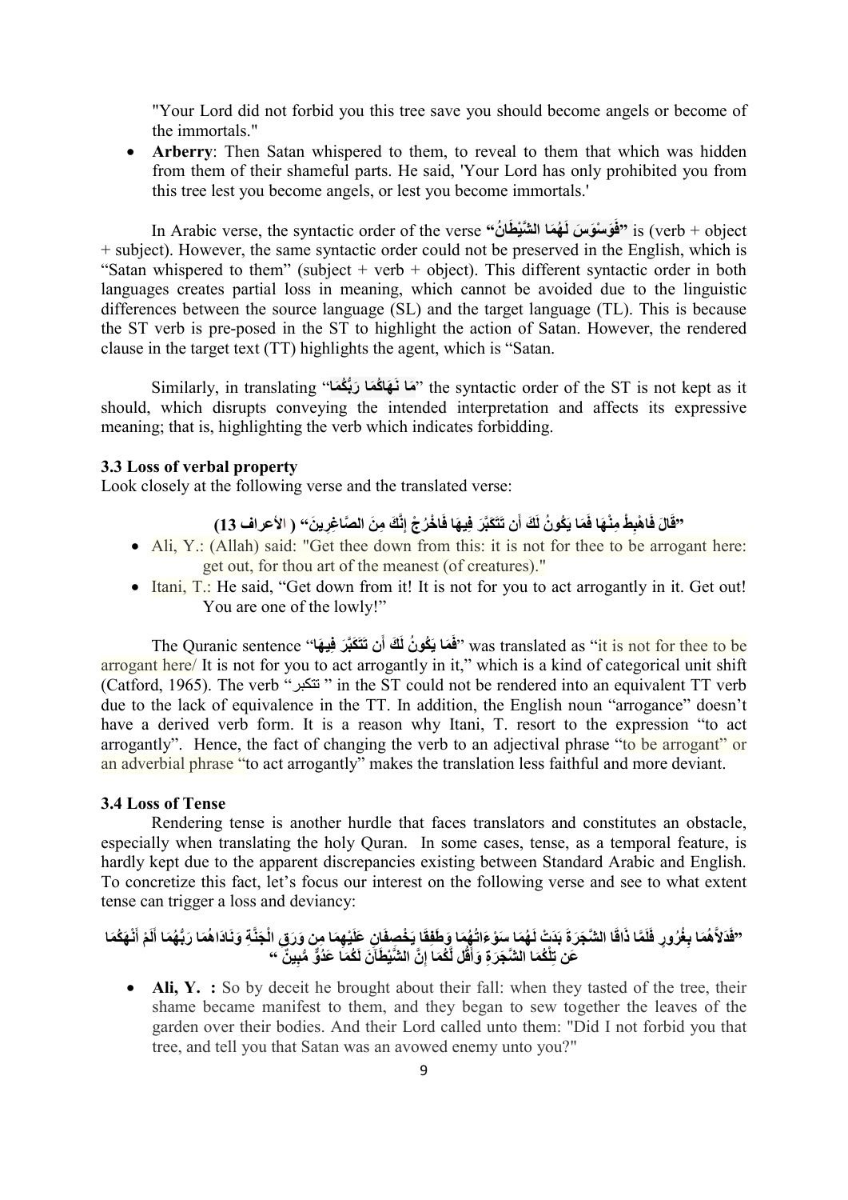"Your Lord did not forbid you this tree save you should become angels or become of the immortals."

- **Arberry**: Then Satan whispered to them, to reveal to them that which was hidden from them of their shameful parts. He said, 'Your Lord has only prohibited you from this tree lest you become angels, or lest you become immortals.'

In Arabic verse, the syntactic order of the verse **"فَوَسْوَسَ لَهُمَا الشَّيْطَانُ"** is (verb + object + subject). However, the same syntactic order could not be preserved in the English, which is "Satan whispered to them" (subject + verb + object). This different syntactic order in both languages creates partial loss in meaning, which cannot be avoided due to the linguistic differences between the source language (SL) and the target language (TL). This is because the ST verb is pre-posed in the ST to highlight the action of Satan. However, the rendered clause in the target text (TT) highlights the agent, which is "Satan.

Similarly, in translating "**مَا نَهَاكُمَا رَبُّكُمَا**" the syntactic order of the ST is not kept as it should, which disrupts conveying the intended interpretation and affects its expressive meaning; that is, highlighting the verb which indicates forbidding.

### 3.3 Loss of verbal property

Look closely at the following verse and the translated verse:

**"قَالَ فَاهْبِطْ مِنْهَا فَمَا يَكُونُ لَكَ أَن تَتَكَبَّرَ فِيهَا فَاخْرُجْ إِنَّكَ مِنَ الصَّاغِرِينَ" ( الأعراف 13)**

- Ali, Y.: (Allah) said: "Get thee down from this: it is not for thee to be arrogant here: get out, for thou art of the meanest (of creatures)."
- Itani, T.: He said, "Get down from it! It is not for you to act arrogantly in it. Get out! You are one of the lowly!"

The Quranic sentence "**فَمَا يَكُونُ لَكَ أَن تَتَكَبَّرَ فِيهَا**" was translated as "it is not for thee to be arrogant here/ It is not for you to act arrogantly in it," which is a kind of categorical unit shift (Catford, 1965). The verb "تتكبر " in the ST could not be rendered into an equivalent TT verb due to the lack of equivalence in the TT. In addition, the English noun "arrogance" doesn't have a derived verb form. It is a reason why Itani, T. resort to the expression "to act arrogantly". Hence, the fact of changing the verb to an adjectival phrase "to be arrogant" or an adverbial phrase "to act arrogantly" makes the translation less faithful and more deviant.

### 3.4 Loss of Tense

Rendering tense is another hurdle that faces translators and constitutes an obstacle, especially when translating the holy Quran. In some cases, tense, as a temporal feature, is hardly kept due to the apparent discrepancies existing between Standard Arabic and English. To concretize this fact, let's focus our interest on the following verse and see to what extent tense can trigger a loss and deviancy:

**"فَدَلَّاهُمَا بِغُرُورٍ فَلَمَّا ذَاقَا الشَّجَرَةَ بَدَتْ لَهُمَا سَوْءَاتُهُمَا وَطَفِقَا يَخْصِفَانِ عَلَيْهِمَا مِن وَرَقِ الْجَنَّةِ وَنَادَاهُمَا رَبُّهُمَا أَلَمْ أَنْهَكُمَا عَن تِلْكُمَا الشَّجَرَةِ وَأَقُل لَّكُمَا إِنَّ الشَّيْطَانَ لَكُمَا عَدُوٌّ مُّبِينٌ "**

- **Ali, Y. :** So by deceit he brought about their fall: when they tasted of the tree, their shame became manifest to them, and they began to sew together the leaves of the garden over their bodies. And their Lord called unto them: "Did I not forbid you that tree, and tell you that Satan was an avowed enemy unto you?"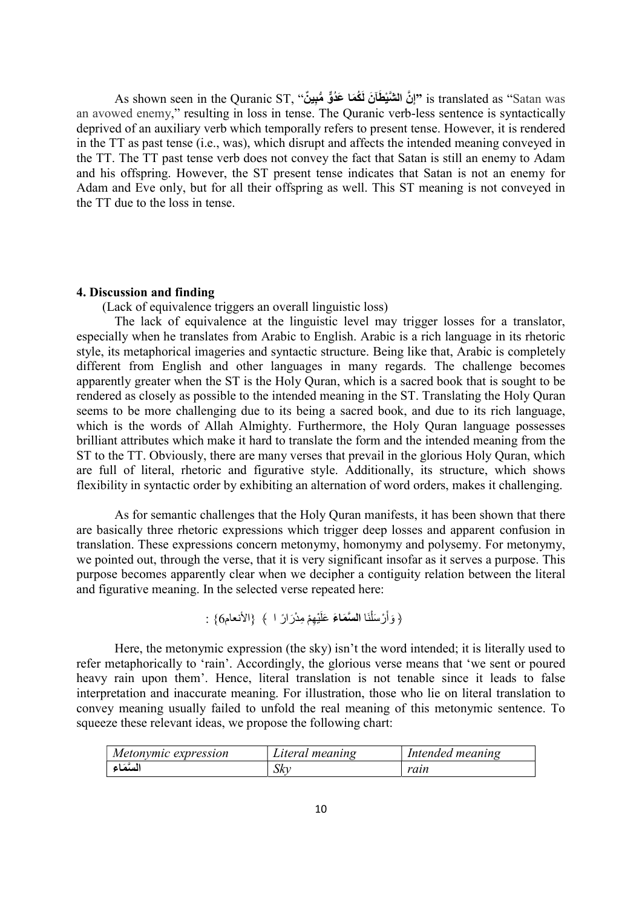As shown seen in the Quranic ST, "**إِنَّ الشَّيْطَانَ لَكُمَا عَدُوٌّ مُبِينٌ**" is translated as "Satan was an avowed enemy," resulting in loss in tense. The Quranic verb-less sentence is syntactically deprived of an auxiliary verb which temporally refers to present tense. However, it is rendered in the TT as past tense (i.e., was), which disrupt and affects the intended meaning conveyed in the TT. The TT past tense verb does not convey the fact that Satan is still an enemy to Adam and his offspring. However, the ST present tense indicates that Satan is not an enemy for Adam and Eve only, but for all their offspring as well. This ST meaning is not conveyed in the TT due to the loss in tense.

## 4. Discussion and finding

(Lack of equivalence triggers an overall linguistic loss)

The lack of equivalence at the linguistic level may trigger losses for a translator, especially when he translates from Arabic to English. Arabic is a rich language in its rhetoric style, its metaphorical imageries and syntactic structure. Being like that, Arabic is completely different from English and other languages in many regards. The challenge becomes apparently greater when the ST is the Holy Quran, which is a sacred book that is sought to be rendered as closely as possible to the intended meaning in the ST. Translating the Holy Quran seems to be more challenging due to its being a sacred book, and due to its rich language, which is the words of Allah Almighty. Furthermore, the Holy Quran language possesses brilliant attributes which make it hard to translate the form and the intended meaning from the ST to the TT. Obviously, there are many verses that prevail in the glorious Holy Quran, which are full of literal, rhetoric and figurative style. Additionally, its structure, which shows flexibility in syntactic order by exhibiting an alternation of word orders, makes it challenging.

As for semantic challenges that the Holy Quran manifests, it has been shown that there are basically three rhetoric expressions which trigger deep losses and apparent confusion in translation. These expressions concern metonymy, homonymy and polysemy. For metonymy, we pointed out, through the verse, that it is very significant insofar as it serves a purpose. This purpose becomes apparently clear when we decipher a contiguity relation between the literal and figurative meaning. In the selected verse repeated here:

﴿ وَأَرْسَلْنَا **السَّمَاءَ** عَلَيْهِمْ مِدْرَارًا ﴾ {الأنعام6} :

Here, the metonymic expression (the sky) isn't the word intended; it is literally used to refer metaphorically to 'rain'. Accordingly, the glorious verse means that 'we sent or poured heavy rain upon them'. Hence, literal translation is not tenable since it leads to false interpretation and inaccurate meaning. For illustration, those who lie on literal translation to convey meaning usually failed to unfold the real meaning of this metonymic sentence. To squeeze these relevant ideas, we propose the following chart:

| *Metonymic expression* | *Literal meaning* | *Intended meaning* |
| --- | --- | --- |
| **السَّمَاء** | *Sky* | *rain* |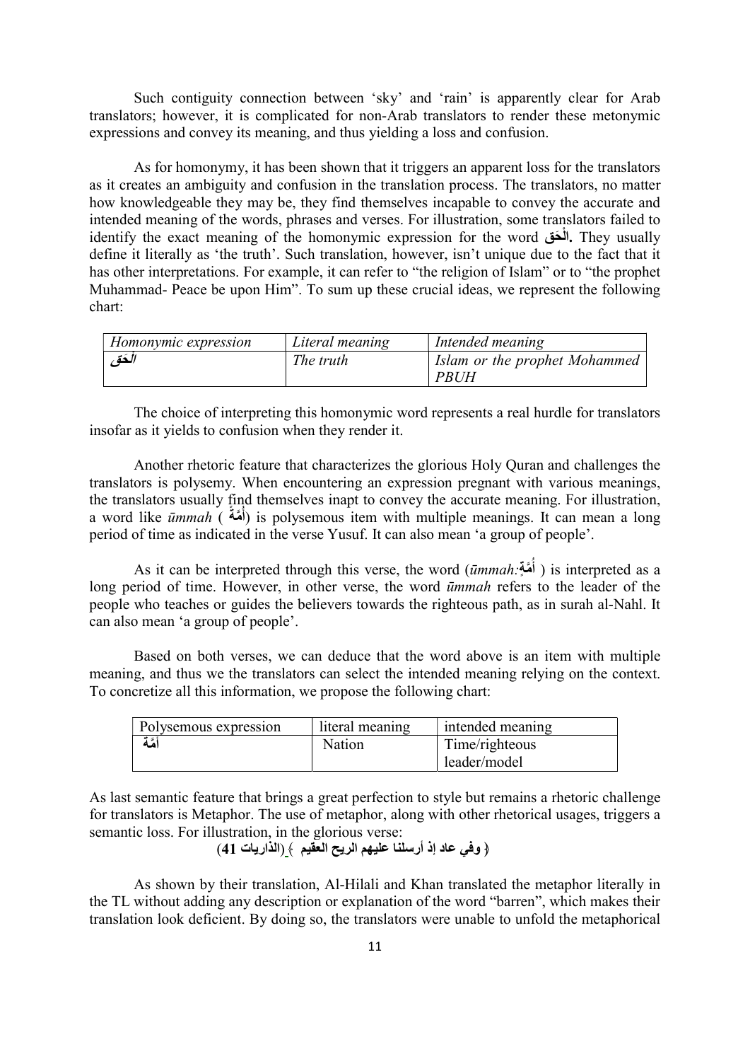Such contiguity connection between 'sky' and 'rain' is apparently clear for Arab translators; however, it is complicated for non-Arab translators to render these metonymic expressions and convey its meaning, and thus yielding a loss and confusion.

As for homonymy, it has been shown that it triggers an apparent loss for the translators as it creates an ambiguity and confusion in the translation process. The translators, no matter how knowledgeable they may be, they find themselves incapable to convey the accurate and intended meaning of the words, phrases and verses. For illustration, some translators failed to identify the exact meaning of the homonymic expression for the word **الْحَق.** They usually define it literally as 'the truth'. Such translation, however, isn't unique due to the fact that it has other interpretations. For example, it can refer to "the religion of Islam" or to "the prophet Muhammad- Peace be upon Him". To sum up these crucial ideas, we represent the following chart:

| *Homonymic expression* | *Literal meaning* | *Intended meaning* |
|---|---|---|
| *الْحَق* | *The truth* | *Islam or the prophet Mohammed PBUH* |

The choice of interpreting this homonymic word represents a real hurdle for translators insofar as it yields to confusion when they render it.

Another rhetoric feature that characterizes the glorious Holy Quran and challenges the translators is polysemy. When encountering an expression pregnant with various meanings, the translators usually find themselves inapt to convey the accurate meaning. For illustration, a word like *ūmmah* ( **أُمَّةً**) is polysemous item with multiple meanings. It can mean a long period of time as indicated in the verse Yusuf. It can also mean 'a group of people'.

As it can be interpreted through this verse, the word (*ūmmah:***أُمَّةٍ** ) is interpreted as a long period of time. However, in other verse, the word *ūmmah* refers to the leader of the people who teaches or guides the believers towards the righteous path, as in surah al-Nahl. It can also mean 'a group of people'.

Based on both verses, we can deduce that the word above is an item with multiple meaning, and thus we the translators can select the intended meaning relying on the context. To concretize all this information, we propose the following chart:

| Polysemous expression | literal meaning | intended meaning |
|---|---|---|
| أمَّة | Nation | Time/righteous leader/model |

As last semantic feature that brings a great perfection to style but remains a rhetoric challenge for translators is Metaphor. The use of metaphor, along with other rhetorical usages, triggers a semantic loss. For illustration, in the glorious verse:

**﴿ وفي عاد إذ أرسلنا عليهم الريح العقيم ﴾ (الذاريات 41)**

As shown by their translation, Al-Hilali and Khan translated the metaphor literally in the TL without adding any description or explanation of the word "barren", which makes their translation look deficient. By doing so, the translators were unable to unfold the metaphorical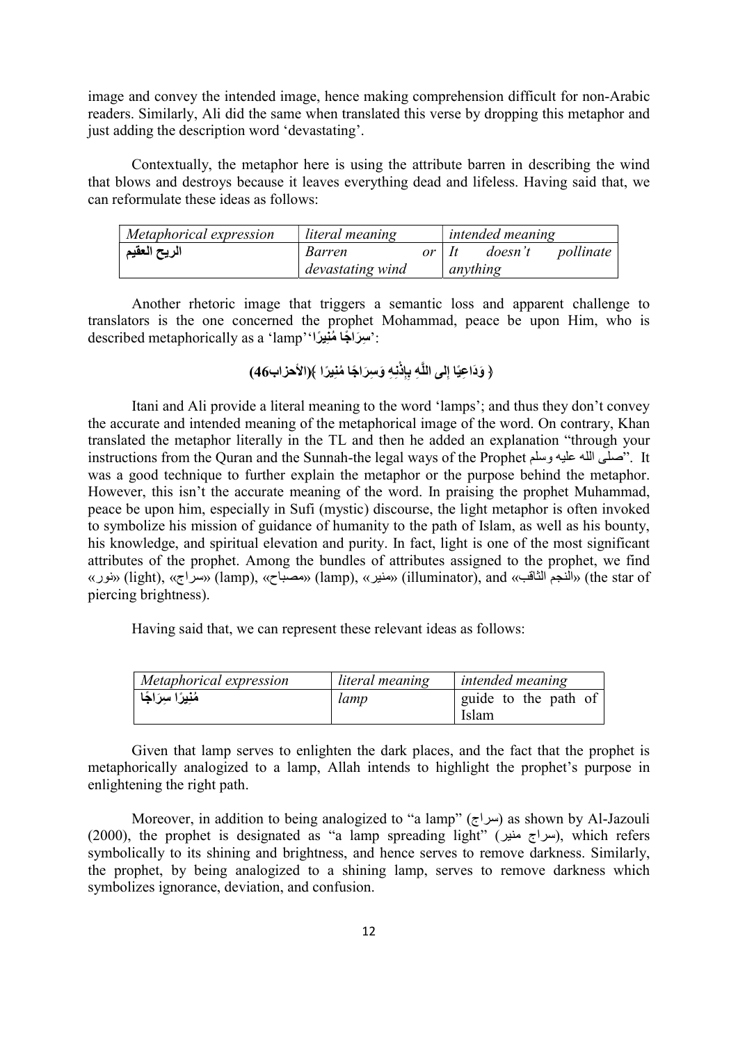image and convey the intended image, hence making comprehension difficult for non-Arabic readers. Similarly, Ali did the same when translated this verse by dropping this metaphor and just adding the description word 'devastating'.

Contextually, the metaphor here is using the attribute barren in describing the wind that blows and destroys because it leaves everything dead and lifeless. Having said that, we can reformulate these ideas as follows:

| *Metaphorical expression* | *literal meaning* | *intended meaning* |
|---|---|---|
| **الريح العقيم** | *Barren or devastating wind* | *It doesn't pollinate anything* |

Another rhetoric image that triggers a semantic loss and apparent challenge to translators is the one concerned the prophet Mohammad, peace be upon Him, who is described metaphorically as a 'lamp''**سِرَاجًا مُنِيرًا**':

**﴿ وَدَاعِيًا إِلَى اللَّهِ بِإِذْنِهِ وَسِرَاجًا مُنِيرًا ﴾(الأحزاب46)**

Itani and Ali provide a literal meaning to the word 'lamps'; and thus they don't convey the accurate and intended meaning of the metaphorical image of the word. On contrary, Khan translated the metaphor literally in the TL and then he added an explanation "through your instructions from the Quran and the Sunnah-the legal ways of the Prophet صلى الله عليه وسلم". It was a good technique to further explain the metaphor or the purpose behind the metaphor. However, this isn't the accurate meaning of the word. In praising the prophet Muhammad, peace be upon him, especially in Sufi (mystic) discourse, the light metaphor is often invoked to symbolize his mission of guidance of humanity to the path of Islam, as well as his bounty, his knowledge, and spiritual elevation and purity. In fact, light is one of the most significant attributes of the prophet. Among the bundles of attributes assigned to the prophet, we find «نور» (light), «سراج» (lamp), «مصباح» (lamp), «منير» (illuminator), and «النجم الثاقب» (the star of piercing brightness).

Having said that, we can represent these relevant ideas as follows:

| *Metaphorical expression* | *literal meaning* | *intended meaning* |
|---|---|---|
| **مُنِيرًا سِرَاجًا** | *lamp* | guide to the path of Islam |

Given that lamp serves to enlighten the dark places, and the fact that the prophet is metaphorically analogized to a lamp, Allah intends to highlight the prophet's purpose in enlightening the right path.

Moreover, in addition to being analogized to "a lamp" (سراج) as shown by Al-Jazouli (2000), the prophet is designated as "a lamp spreading light" (سراج منير), which refers symbolically to its shining and brightness, and hence serves to remove darkness. Similarly, the prophet, by being analogized to a shining lamp, serves to remove darkness which symbolizes ignorance, deviation, and confusion.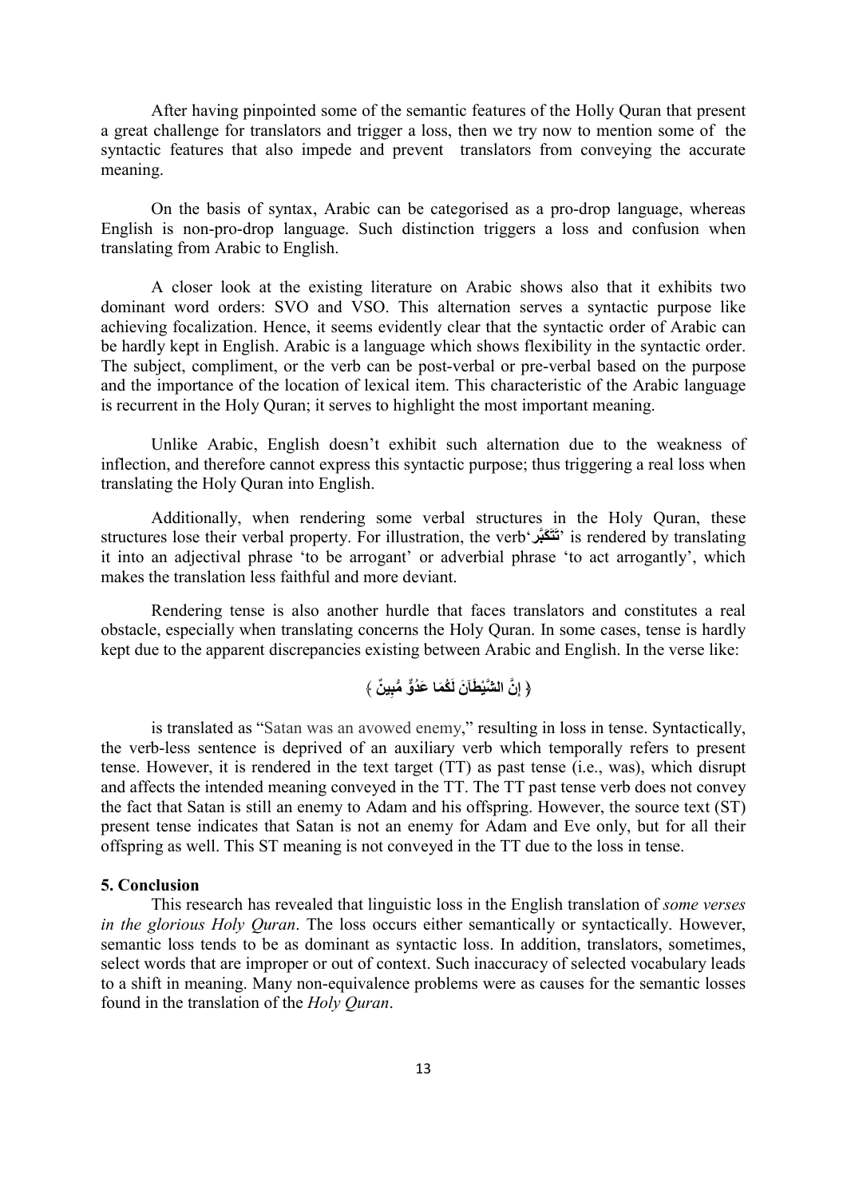After having pinpointed some of the semantic features of the Holly Quran that present a great challenge for translators and trigger a loss, then we try now to mention some of the syntactic features that also impede and prevent translators from conveying the accurate meaning.

On the basis of syntax, Arabic can be categorised as a pro-drop language, whereas English is non-pro-drop language. Such distinction triggers a loss and confusion when translating from Arabic to English.

A closer look at the existing literature on Arabic shows also that it exhibits two dominant word orders: SVO and VSO. This alternation serves a syntactic purpose like achieving focalization. Hence, it seems evidently clear that the syntactic order of Arabic can be hardly kept in English. Arabic is a language which shows flexibility in the syntactic order. The subject, compliment, or the verb can be post-verbal or pre-verbal based on the purpose and the importance of the location of lexical item. This characteristic of the Arabic language is recurrent in the Holy Quran; it serves to highlight the most important meaning.

Unlike Arabic, English doesn't exhibit such alternation due to the weakness of inflection, and therefore cannot express this syntactic purpose; thus triggering a real loss when translating the Holy Quran into English.

Additionally, when rendering some verbal structures in the Holy Quran, these structures lose their verbal property. For illustration, the verb'**تَتَكَبَّر**' is rendered by translating it into an adjectival phrase 'to be arrogant' or adverbial phrase 'to act arrogantly', which makes the translation less faithful and more deviant.

Rendering tense is also another hurdle that faces translators and constitutes a real obstacle, especially when translating concerns the Holy Quran. In some cases, tense is hardly kept due to the apparent discrepancies existing between Arabic and English. In the verse like:

**﴿ إِنَّ الشَّيْطَانَ لَكُمَا عَدُوٌّ مُّبِينٌ ﴾**

is translated as "Satan was an avowed enemy," resulting in loss in tense. Syntactically, the verb-less sentence is deprived of an auxiliary verb which temporally refers to present tense. However, it is rendered in the text target (TT) as past tense (i.e., was), which disrupt and affects the intended meaning conveyed in the TT. The TT past tense verb does not convey the fact that Satan is still an enemy to Adam and his offspring. However, the source text (ST) present tense indicates that Satan is not an enemy for Adam and Eve only, but for all their offspring as well. This ST meaning is not conveyed in the TT due to the loss in tense.

## 5. Conclusion

This research has revealed that linguistic loss in the English translation of *some verses in the glorious Holy Quran*. The loss occurs either semantically or syntactically. However, semantic loss tends to be as dominant as syntactic loss. In addition, translators, sometimes, select words that are improper or out of context. Such inaccuracy of selected vocabulary leads to a shift in meaning. Many non-equivalence problems were as causes for the semantic losses found in the translation of the *Holy Quran*.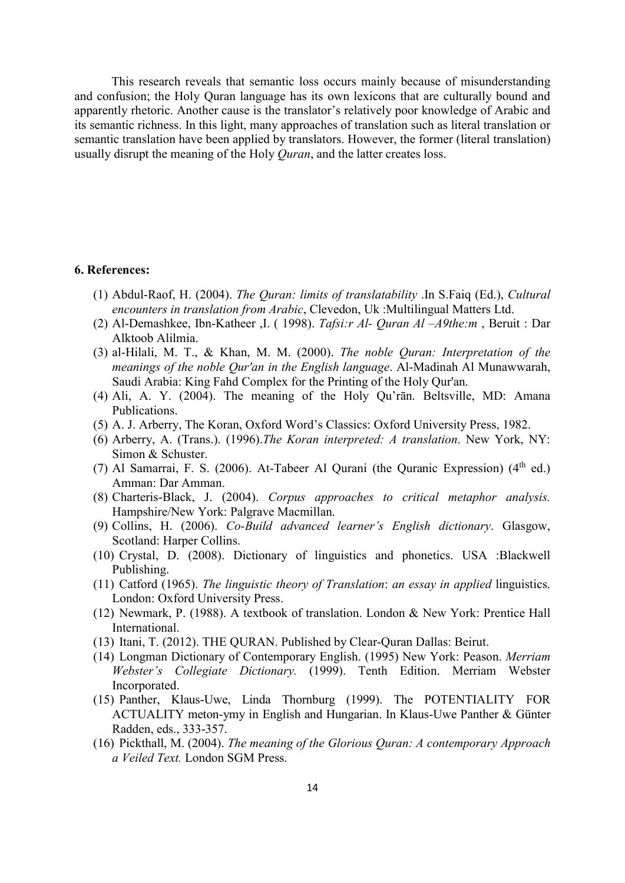This research reveals that semantic loss occurs mainly because of misunderstanding and confusion; the Holy Quran language has its own lexicons that are culturally bound and apparently rhetoric. Another cause is the translator's relatively poor knowledge of Arabic and its semantic richness. In this light, many approaches of translation such as literal translation or semantic translation have been applied by translators. However, the former (literal translation) usually disrupt the meaning of the Holy *Quran*, and the latter creates loss.

**6. References:**

(1) Abdul-Raof, H. (2004). *The Quran: limits of translatability* .In S.Faiq (Ed.), *Cultural encounters in translation from Arabic*, Clevedon, Uk :Multilingual Matters Ltd.

(2) Al-Demashkee, Ibn-Katheer ,I. ( 1998). *Tafsi:r Al- Quran Al –A9the:m* , Beruit : Dar Alktoob Alilmia.

(3) al-Hilali, M. T., & Khan, M. M. (2000). *The noble Quran: Interpretation of the meanings of the noble Qur'an in the English language*. Al-Madinah Al Munawwarah, Saudi Arabia: King Fahd Complex for the Printing of the Holy Qur'an.

(4) Ali, A. Y. (2004). The meaning of the Holy Qu'rān. Beltsville, MD: Amana Publications.

(5) A. J. Arberry, The Koran, Oxford Word's Classics: Oxford University Press, 1982.

(6) Arberry, A. (Trans.). (1996).*The Koran interpreted: A translation*. New York, NY: Simon & Schuster.

(7) Al Samarrai, F. S. (2006). At-Tabeer Al Qurani (the Quranic Expression) (4th ed.) Amman: Dar Amman.

(8) Charteris-Black, J. (2004). *Corpus approaches to critical metaphor analysis.* Hampshire/New York: Palgrave Macmillan.

(9) Collins, H. (2006). *Co-Build advanced learner's English dictionary*. Glasgow, Scotland: Harper Collins.

(10) Crystal, D. (2008). Dictionary of linguistics and phonetics. USA :Blackwell Publishing.

(11) Catford (1965). *The linguistic theory of Translation*: *an essay in applied* linguistics. London: Oxford University Press.

(12) Newmark, P. (1988). A textbook of translation. London & New York: Prentice Hall International.

(13) Itani, T. (2012). THE QURAN. Published by Clear-Quran Dallas: Beirut.

(14) Longman Dictionary of Contemporary English. (1995) New York: Peason. *Merriam Webster's Collegiate Dictionary.* (1999). Tenth Edition. Merriam Webster Incorporated.

(15) Panther, Klaus-Uwe, Linda Thornburg (1999). The POTENTIALITY FOR ACTUALITY meton-ymy in English and Hungarian. In Klaus-Uwe Panther & Günter Radden, eds., 333-357.

(16) Pickthall, M. (2004). *The meaning of the Glorious Quran: A contemporary Approach a Veiled Text.* London SGM Press.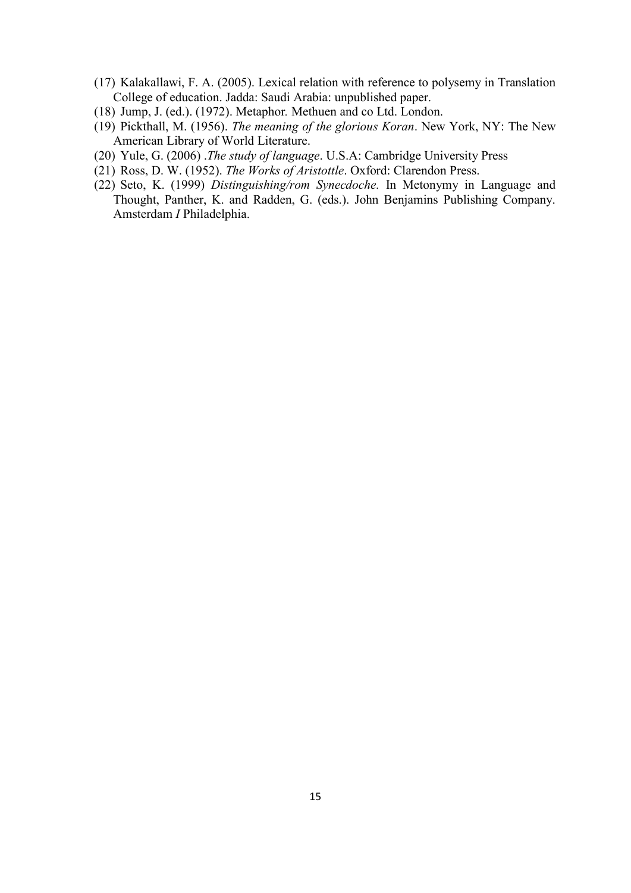(17) Kalakallawi, F. A. (2005). Lexical relation with reference to polysemy in Translation College of education. Jadda: Saudi Arabia: unpublished paper.

(18) Jump, J. (ed.). (1972). Metaphor. Methuen and co Ltd. London.

(19) Pickthall, M. (1956). *The meaning of the glorious Koran*. New York, NY: The New American Library of World Literature.

(20) Yule, G. (2006) .*The study of language*. U.S.A: Cambridge University Press

(21) Ross, D. W. (1952). *The Works of Aristottle*. Oxford: Clarendon Press.

(22) Seto, K. (1999) *Distinguishing/rom Synecdoche.* In Metonymy in Language and Thought, Panther, K. and Radden, G. (eds.). John Benjamins Publishing Company. Amsterdam *I* Philadelphia.